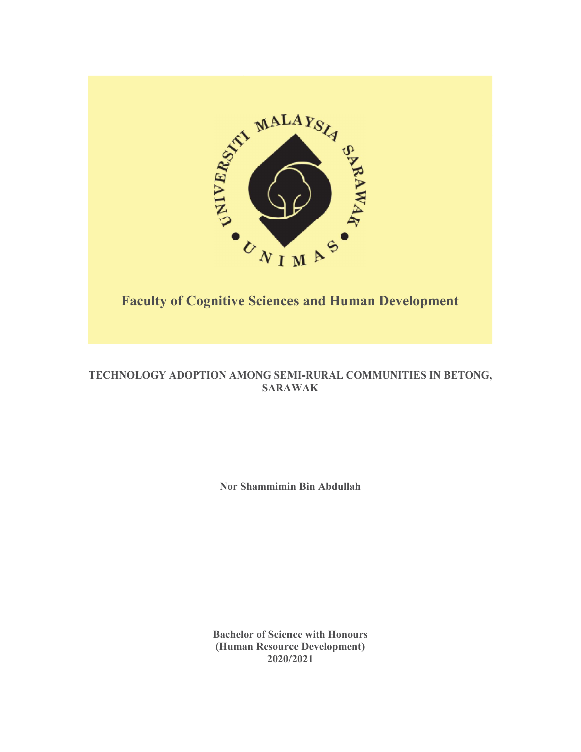**Faculty of Cognitive Sciences and Human Development**

**TECHNOLOGY ADOPTION AMONG SEMI-RURAL COMMUNITIES IN BETONG, SARAWAK**

**Nor Shammimin Bin Abdullah**

**Bachelor of Science with Honours**
**(Human Resource Development)**
**2020/2021**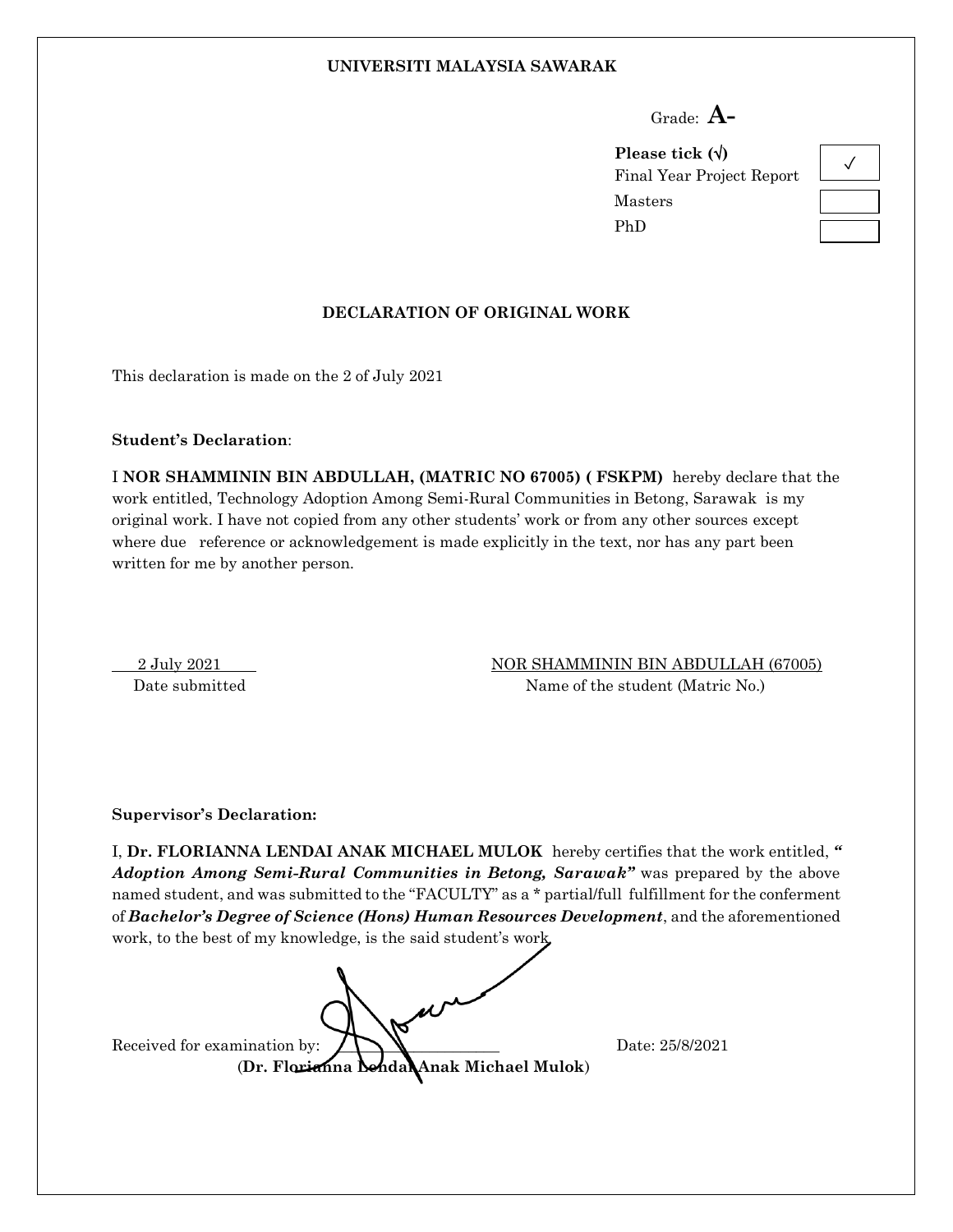**UNIVERSITI MALAYSIA SAWARAK**

Grade: **A-**

**Please tick (√)**

| | |
|---|---|
| Final Year Project Report | ✓ |
| Masters | |
| PhD | |

**DECLARATION OF ORIGINAL WORK**

This declaration is made on the 2 of July 2021

**Student's Declaration**:

I **NOR SHAMMININ BIN ABDULLAH, (MATRIC NO 67005) ( FSKPM)** hereby declare that the work entitled, Technology Adoption Among Semi-Rural Communities in Betong, Sarawak is my original work. I have not copied from any other students' work or from any other sources except where due reference or acknowledgement is made explicitly in the text, nor has any part been written for me by another person.

2 July 2021
Date submitted

NOR SHAMMININ BIN ABDULLAH (67005)
Name of the student (Matric No.)

**Supervisor's Declaration:**

I, **Dr. FLORIANNA LENDAI ANAK MICHAEL MULOK** hereby certifies that the work entitled, ***" Adoption Among Semi-Rural Communities in Betong, Sarawak"*** was prepared by the above named student, and was submitted to the "FACULTY" as a * partial/full fulfillment for the conferment of ***Bachelor's Degree of Science (Hons) Human Resources Development***, and the aforementioned work, to the best of my knowledge, is the said student's work.

Received for examination by: ______________________ Date: 25/8/2021

(**Dr. Florianna Lendai Anak Michael Mulok**)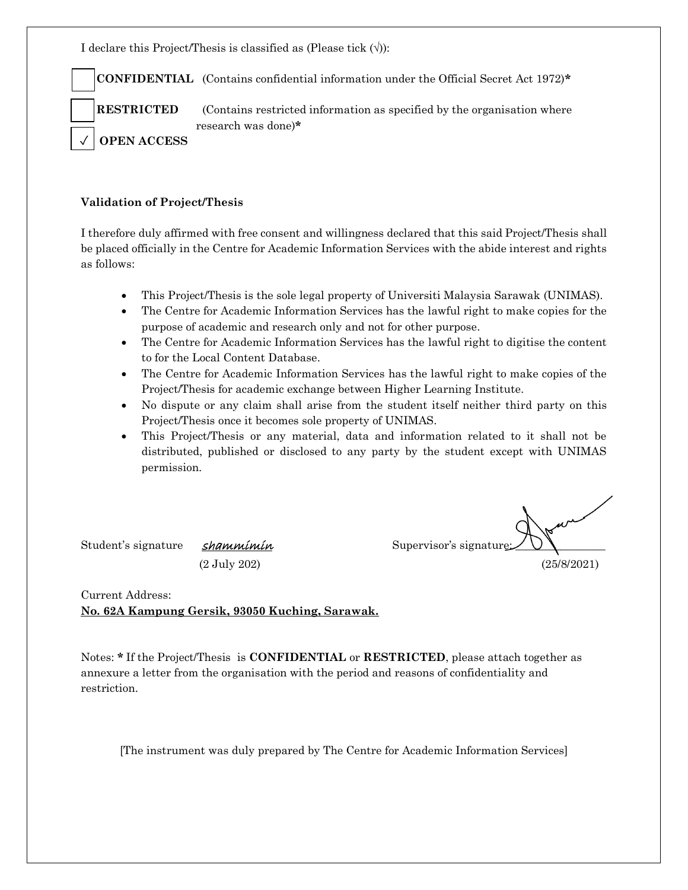I declare this Project/Thesis is classified as (Please tick (√)):

- [ ] **CONFIDENTIAL** (Contains confidential information under the Official Secret Act 1972)**\***
- [ ] **RESTRICTED** (Contains restricted information as specified by the organisation where research was done)**\***
- [√] **OPEN ACCESS**

**Validation of Project/Thesis**

I therefore duly affirmed with free consent and willingness declared that this said Project/Thesis shall be placed officially in the Centre for Academic Information Services with the abide interest and rights as follows:

- This Project/Thesis is the sole legal property of Universiti Malaysia Sarawak (UNIMAS).
- The Centre for Academic Information Services has the lawful right to make copies for the purpose of academic and research only and not for other purpose.
- The Centre for Academic Information Services has the lawful right to digitise the content to for the Local Content Database.
- The Centre for Academic Information Services has the lawful right to make copies of the Project/Thesis for academic exchange between Higher Learning Institute.
- No dispute or any claim shall arise from the student itself neither third party on this Project/Thesis once it becomes sole property of UNIMAS.
- This Project/Thesis or any material, data and information related to it shall not be distributed, published or disclosed to any party by the student except with UNIMAS permission.

Student's signature *shammimin* (2 July 202)

Supervisor's signature: ________ (25/8/2021)

Current Address:
**No. 62A Kampung Gersik, 93050 Kuching, Sarawak.**

Notes: **\*** If the Project/Thesis is **CONFIDENTIAL** or **RESTRICTED**, please attach together as annexure a letter from the organisation with the period and reasons of confidentiality and restriction.

[The instrument was duly prepared by The Centre for Academic Information Services]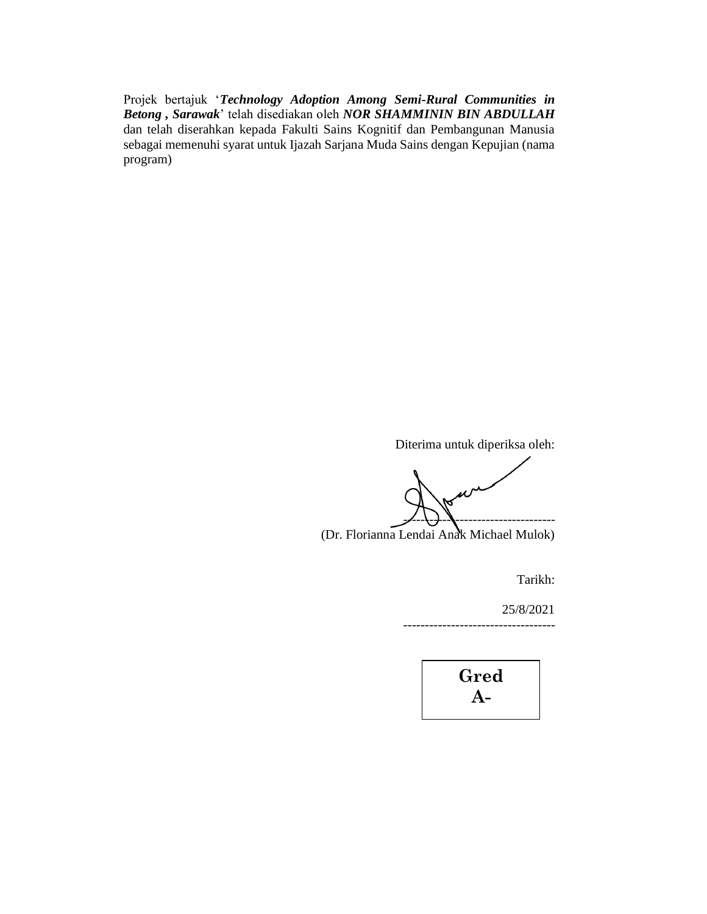Projek bertajuk '***Technology Adoption Among Semi-Rural Communities in Betong , Sarawak***' telah disediakan oleh ***NOR SHAMMININ BIN ABDULLAH*** dan telah diserahkan kepada Fakulti Sains Kognitif dan Pembangunan Manusia sebagai memenuhi syarat untuk Ijazah Sarjana Muda Sains dengan Kepujian (nama program)

Diterima untuk diperiksa oleh:

-----------------------------------

(Dr. Florianna Lendai Anak Michael Mulok)

Tarikh:

25/8/2021

-----------------------------------

**Gred**
**A-**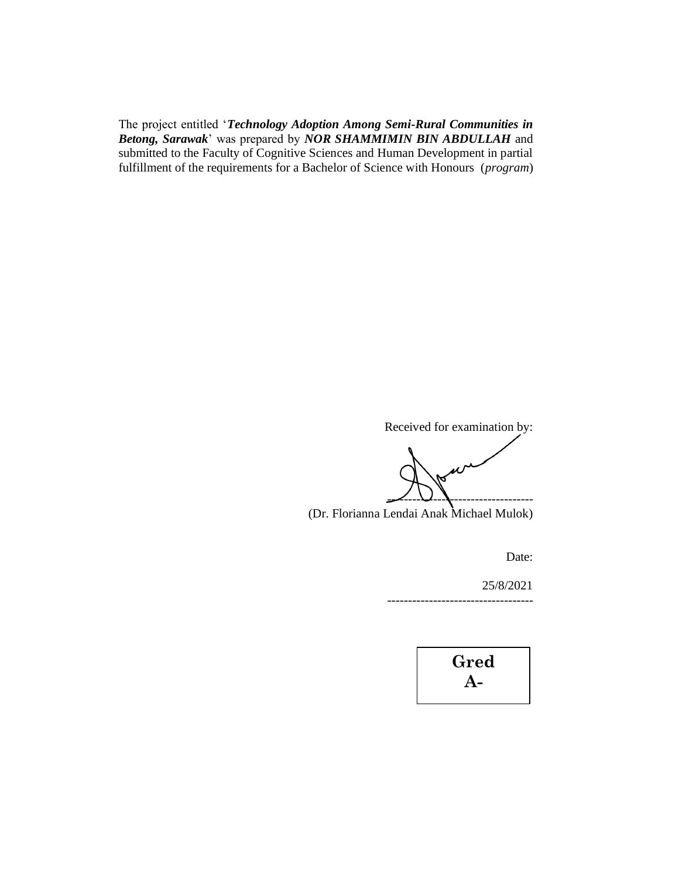The project entitled '***Technology Adoption Among Semi-Rural Communities in Betong, Sarawak***' was prepared by ***NOR SHAMMIMIN BIN ABDULLAH*** and submitted to the Faculty of Cognitive Sciences and Human Development in partial fulfillment of the requirements for a Bachelor of Science with Honours (*program*)

Received for examination by:

----------------------------------

(Dr. Florianna Lendai Anak Michael Mulok)

Date:

25/8/2021

----------------------------------

**Gred**
**A-**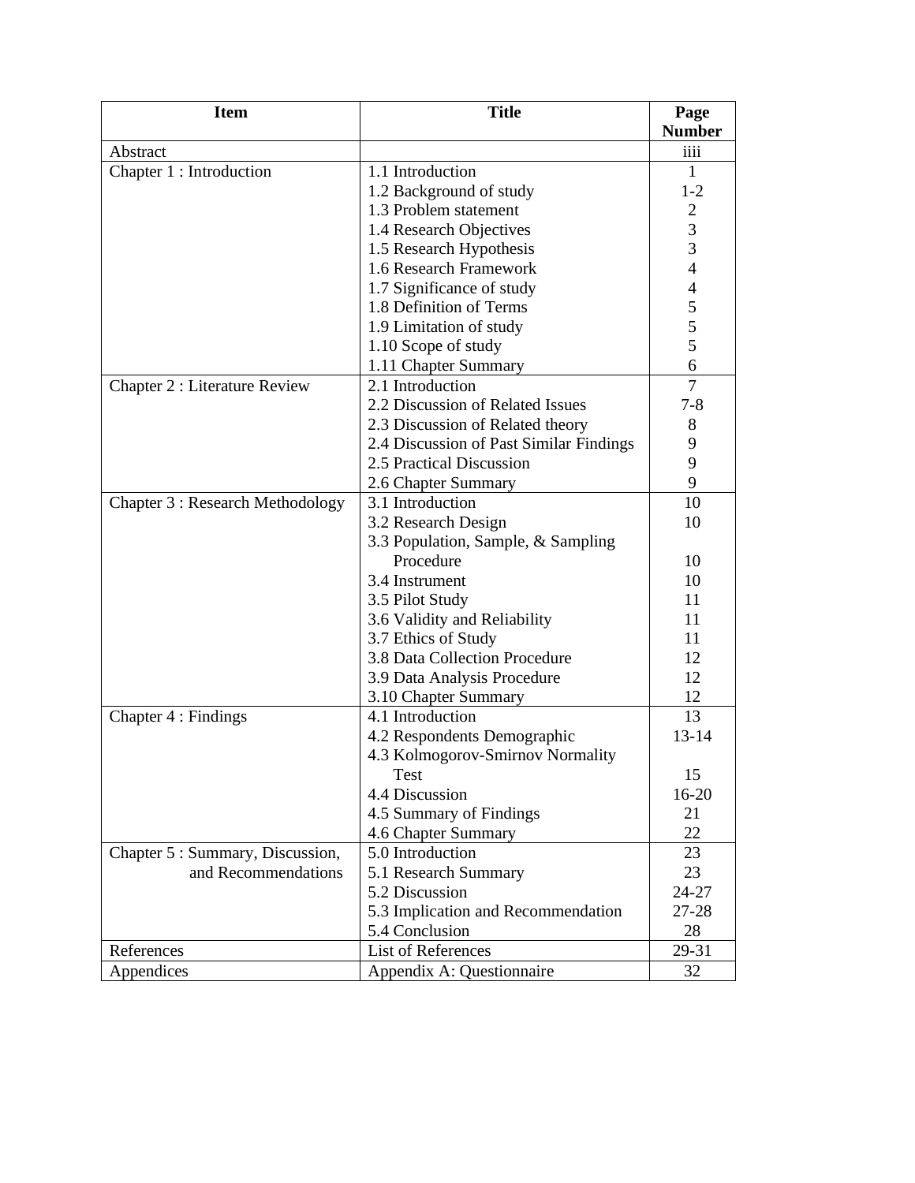| Item | Title | Page Number |
| --- | --- | --- |
| Abstract | | iiii |
| Chapter 1 : Introduction | 1.1 Introduction | 1 |
| | 1.2 Background of study | 1-2 |
| | 1.3 Problem statement | 2 |
| | 1.4 Research Objectives | 3 |
| | 1.5 Research Hypothesis | 3 |
| | 1.6 Research Framework | 4 |
| | 1.7 Significance of study | 4 |
| | 1.8 Definition of Terms | 5 |
| | 1.9 Limitation of study | 5 |
| | 1.10 Scope of study | 5 |
| | 1.11 Chapter Summary | 6 |
| Chapter 2 : Literature Review | 2.1 Introduction | 7 |
| | 2.2 Discussion of Related Issues | 7-8 |
| | 2.3 Discussion of Related theory | 8 |
| | 2.4 Discussion of Past Similar Findings | 9 |
| | 2.5 Practical Discussion | 9 |
| | 2.6 Chapter Summary | 9 |
| Chapter 3 : Research Methodology | 3.1 Introduction | 10 |
| | 3.2 Research Design | 10 |
| | 3.3 Population, Sample, & Sampling Procedure | 10 |
| | 3.4 Instrument | 10 |
| | 3.5 Pilot Study | 11 |
| | 3.6 Validity and Reliability | 11 |
| | 3.7 Ethics of Study | 11 |
| | 3.8 Data Collection Procedure | 12 |
| | 3.9 Data Analysis Procedure | 12 |
| | 3.10 Chapter Summary | 12 |
| Chapter 4 : Findings | 4.1 Introduction | 13 |
| | 4.2 Respondents Demographic | 13-14 |
| | 4.3 Kolmogorov-Smirnov Normality Test | 15 |
| | 4.4 Discussion | 16-20 |
| | 4.5 Summary of Findings | 21 |
| | 4.6 Chapter Summary | 22 |
| Chapter 5 : Summary, Discussion, and Recommendations | 5.0 Introduction | 23 |
| | 5.1 Research Summary | 23 |
| | 5.2 Discussion | 24-27 |
| | 5.3 Implication and Recommendation | 27-28 |
| | 5.4 Conclusion | 28 |
| References | List of References | 29-31 |
| Appendices | Appendix A: Questionnaire | 32 |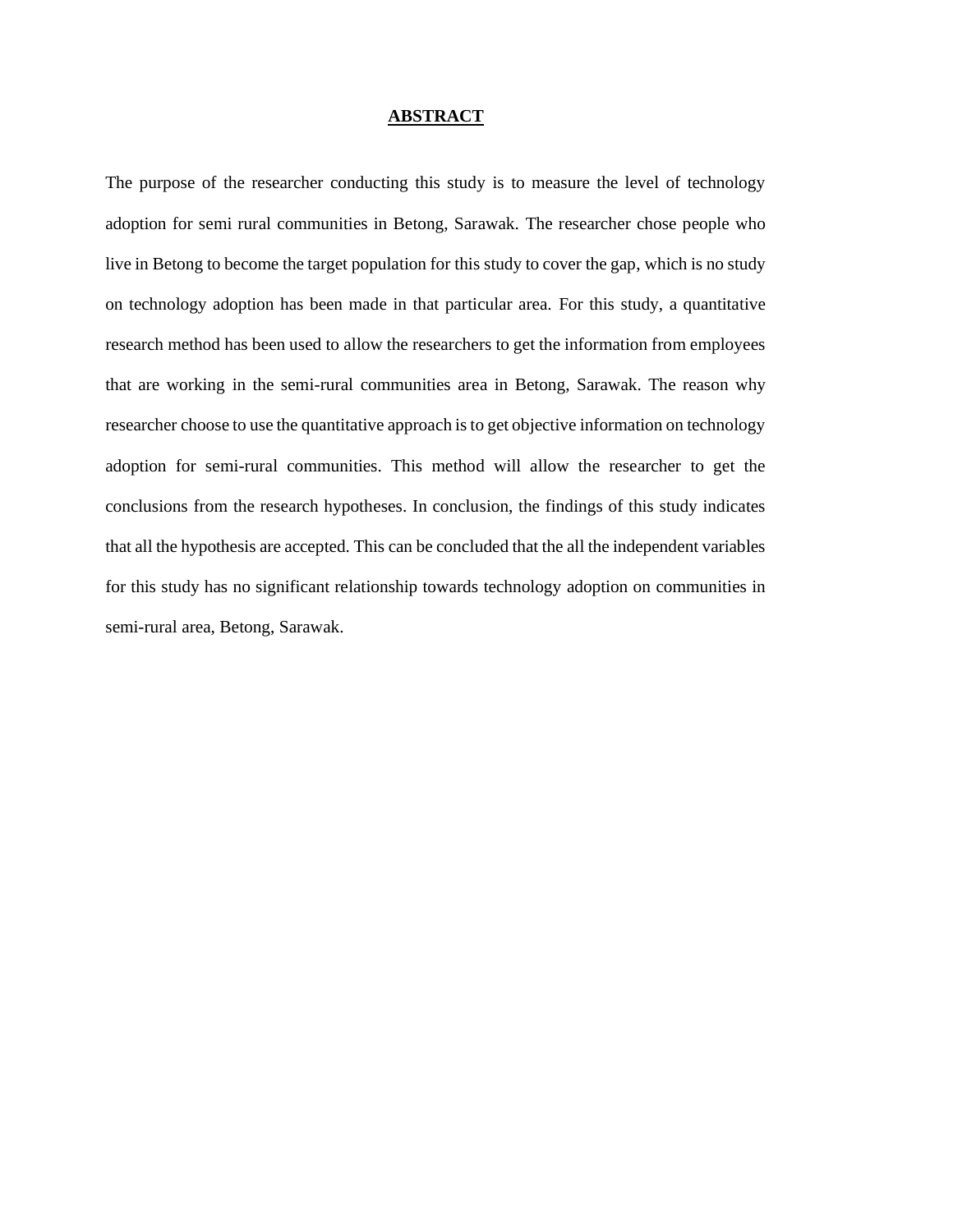# ABSTRACT

The purpose of the researcher conducting this study is to measure the level of technology adoption for semi rural communities in Betong, Sarawak. The researcher chose people who live in Betong to become the target population for this study to cover the gap, which is no study on technology adoption has been made in that particular area. For this study, a quantitative research method has been used to allow the researchers to get the information from employees that are working in the semi-rural communities area in Betong, Sarawak. The reason why researcher choose to use the quantitative approach is to get objective information on technology adoption for semi-rural communities. This method will allow the researcher to get the conclusions from the research hypotheses. In conclusion, the findings of this study indicates that all the hypothesis are accepted. This can be concluded that the all the independent variables for this study has no significant relationship towards technology adoption on communities in semi-rural area, Betong, Sarawak.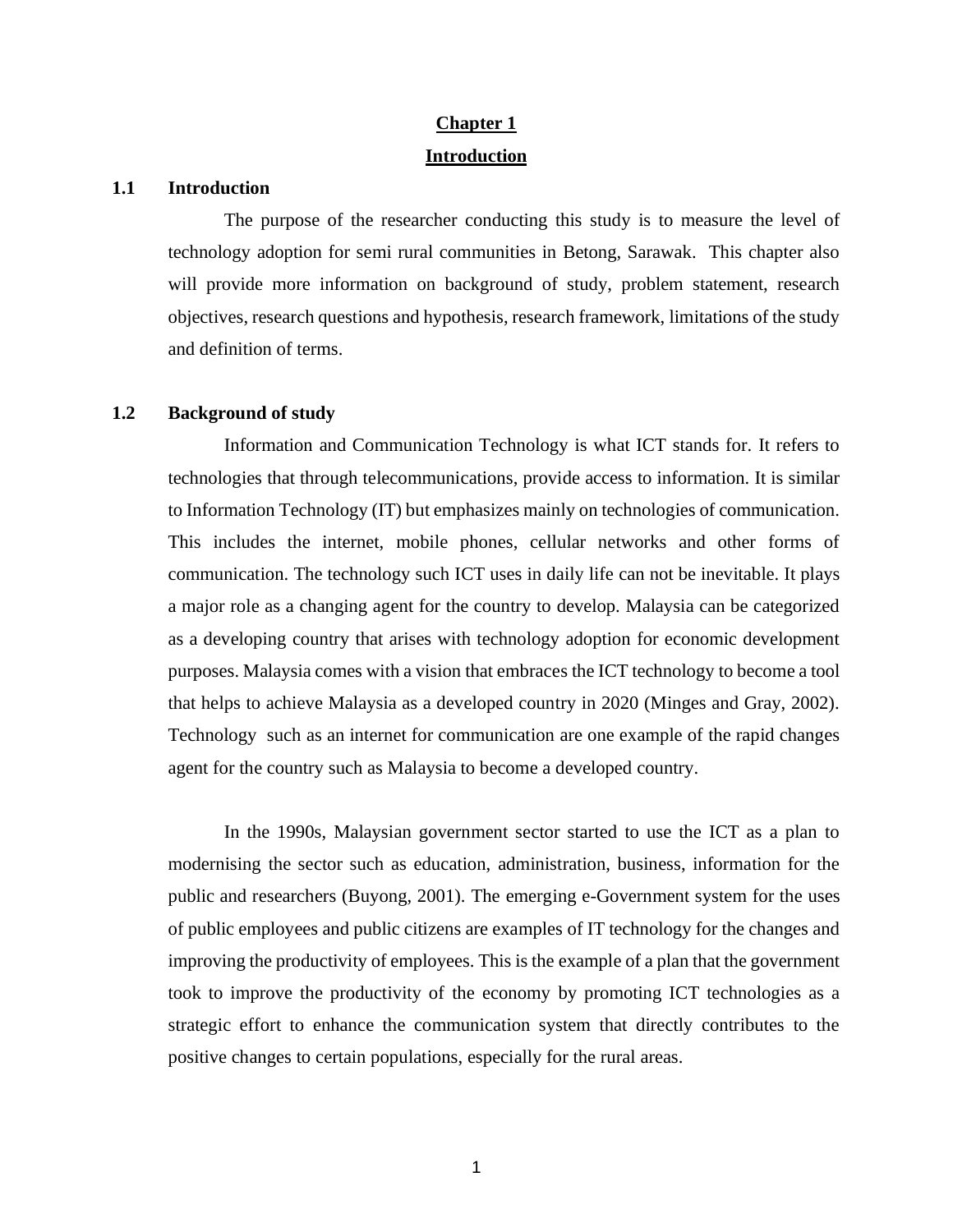# Chapter 1

# Introduction

## 1.1 Introduction

The purpose of the researcher conducting this study is to measure the level of technology adoption for semi rural communities in Betong, Sarawak. This chapter also will provide more information on background of study, problem statement, research objectives, research questions and hypothesis, research framework, limitations of the study and definition of terms.

## 1.2 Background of study

Information and Communication Technology is what ICT stands for. It refers to technologies that through telecommunications, provide access to information. It is similar to Information Technology (IT) but emphasizes mainly on technologies of communication. This includes the internet, mobile phones, cellular networks and other forms of communication. The technology such ICT uses in daily life can not be inevitable. It plays a major role as a changing agent for the country to develop. Malaysia can be categorized as a developing country that arises with technology adoption for economic development purposes. Malaysia comes with a vision that embraces the ICT technology to become a tool that helps to achieve Malaysia as a developed country in 2020 (Minges and Gray, 2002). Technology such as an internet for communication are one example of the rapid changes agent for the country such as Malaysia to become a developed country.

In the 1990s, Malaysian government sector started to use the ICT as a plan to modernising the sector such as education, administration, business, information for the public and researchers (Buyong, 2001). The emerging e-Government system for the uses of public employees and public citizens are examples of IT technology for the changes and improving the productivity of employees. This is the example of a plan that the government took to improve the productivity of the economy by promoting ICT technologies as a strategic effort to enhance the communication system that directly contributes to the positive changes to certain populations, especially for the rural areas.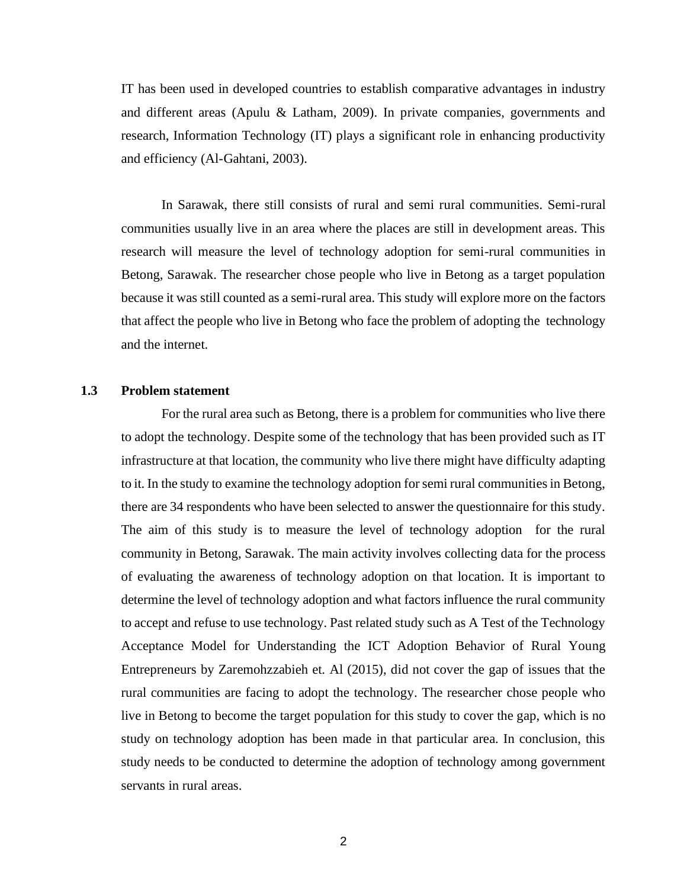IT has been used in developed countries to establish comparative advantages in industry and different areas (Apulu & Latham, 2009). In private companies, governments and research, Information Technology (IT) plays a significant role in enhancing productivity and efficiency (Al-Gahtani, 2003).

In Sarawak, there still consists of rural and semi rural communities. Semi-rural communities usually live in an area where the places are still in development areas. This research will measure the level of technology adoption for semi-rural communities in Betong, Sarawak. The researcher chose people who live in Betong as a target population because it was still counted as a semi-rural area. This study will explore more on the factors that affect the people who live in Betong who face the problem of adopting the technology and the internet.

## 1.3 Problem statement

For the rural area such as Betong, there is a problem for communities who live there to adopt the technology. Despite some of the technology that has been provided such as IT infrastructure at that location, the community who live there might have difficulty adapting to it. In the study to examine the technology adoption for semi rural communities in Betong, there are 34 respondents who have been selected to answer the questionnaire for this study. The aim of this study is to measure the level of technology adoption for the rural community in Betong, Sarawak. The main activity involves collecting data for the process of evaluating the awareness of technology adoption on that location. It is important to determine the level of technology adoption and what factors influence the rural community to accept and refuse to use technology. Past related study such as A Test of the Technology Acceptance Model for Understanding the ICT Adoption Behavior of Rural Young Entrepreneurs by Zaremohzzabieh et. Al (2015), did not cover the gap of issues that the rural communities are facing to adopt the technology. The researcher chose people who live in Betong to become the target population for this study to cover the gap, which is no study on technology adoption has been made in that particular area. In conclusion, this study needs to be conducted to determine the adoption of technology among government servants in rural areas.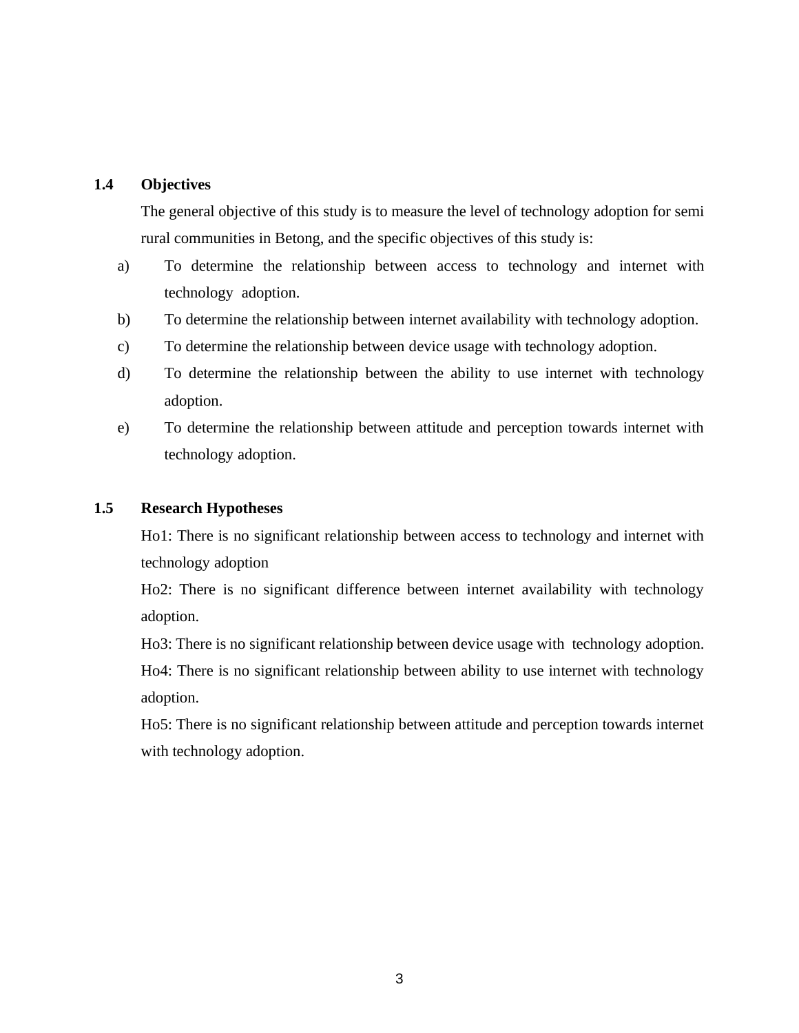### 1.4 Objectives

The general objective of this study is to measure the level of technology adoption for semi rural communities in Betong, and the specific objectives of this study is:

a) To determine the relationship between access to technology and internet with technology adoption.
b) To determine the relationship between internet availability with technology adoption.
c) To determine the relationship between device usage with technology adoption.
d) To determine the relationship between the ability to use internet with technology adoption.
e) To determine the relationship between attitude and perception towards internet with technology adoption.

### 1.5 Research Hypotheses

Ho1: There is no significant relationship between access to technology and internet with technology adoption

Ho2: There is no significant difference between internet availability with technology adoption.

Ho3: There is no significant relationship between device usage with technology adoption.

Ho4: There is no significant relationship between ability to use internet with technology adoption.

Ho5: There is no significant relationship between attitude and perception towards internet with technology adoption.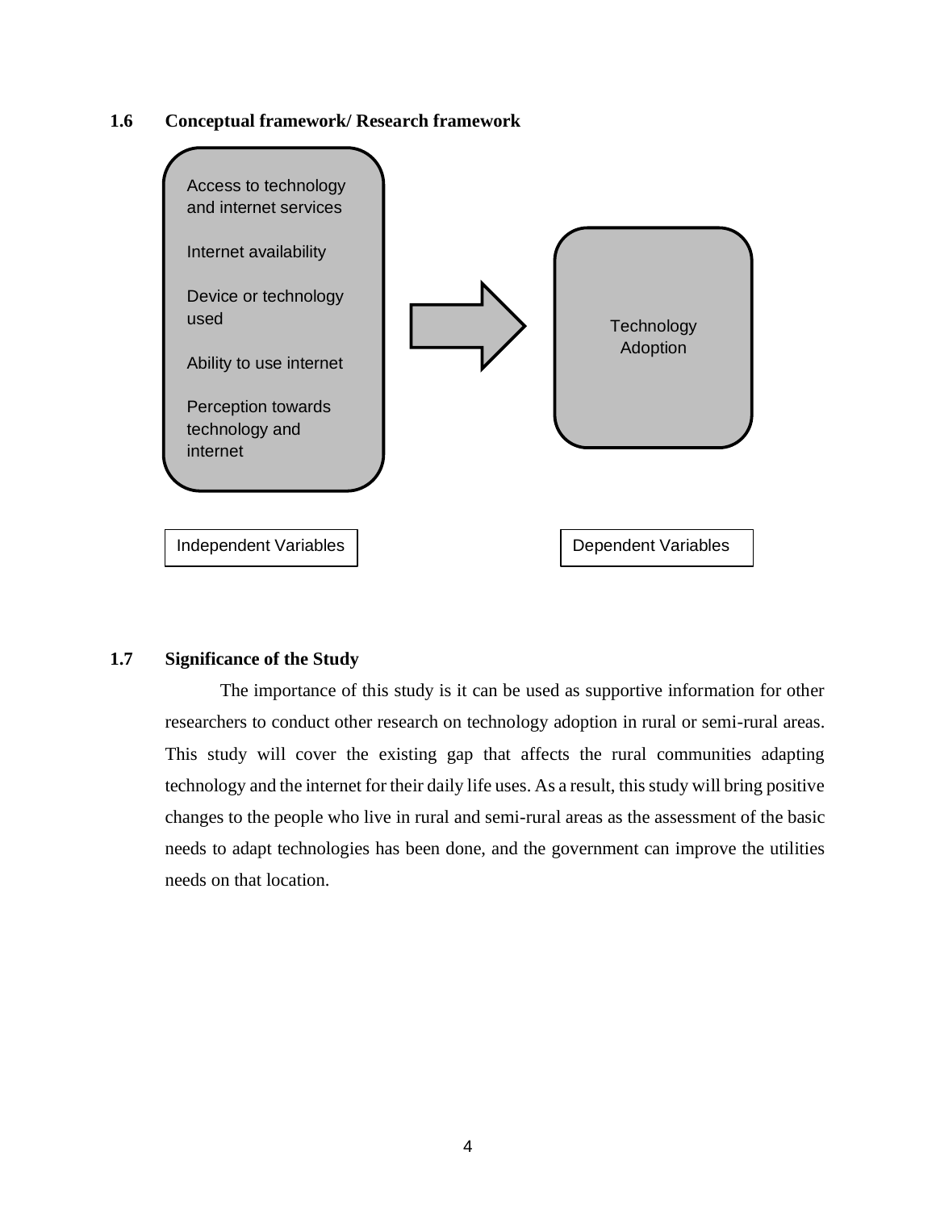## 1.6 Conceptual framework/ Research framework

Access to technology and internet services

Internet availability

Device or technology used

Ability to use internet

Perception towards technology and internet

Technology Adoption

Independent Variables

Dependent Variables

## 1.7 Significance of the Study

The importance of this study is it can be used as supportive information for other researchers to conduct other research on technology adoption in rural or semi-rural areas. This study will cover the existing gap that affects the rural communities adapting technology and the internet for their daily life uses. As a result, this study will bring positive changes to the people who live in rural and semi-rural areas as the assessment of the basic needs to adapt technologies has been done, and the government can improve the utilities needs on that location.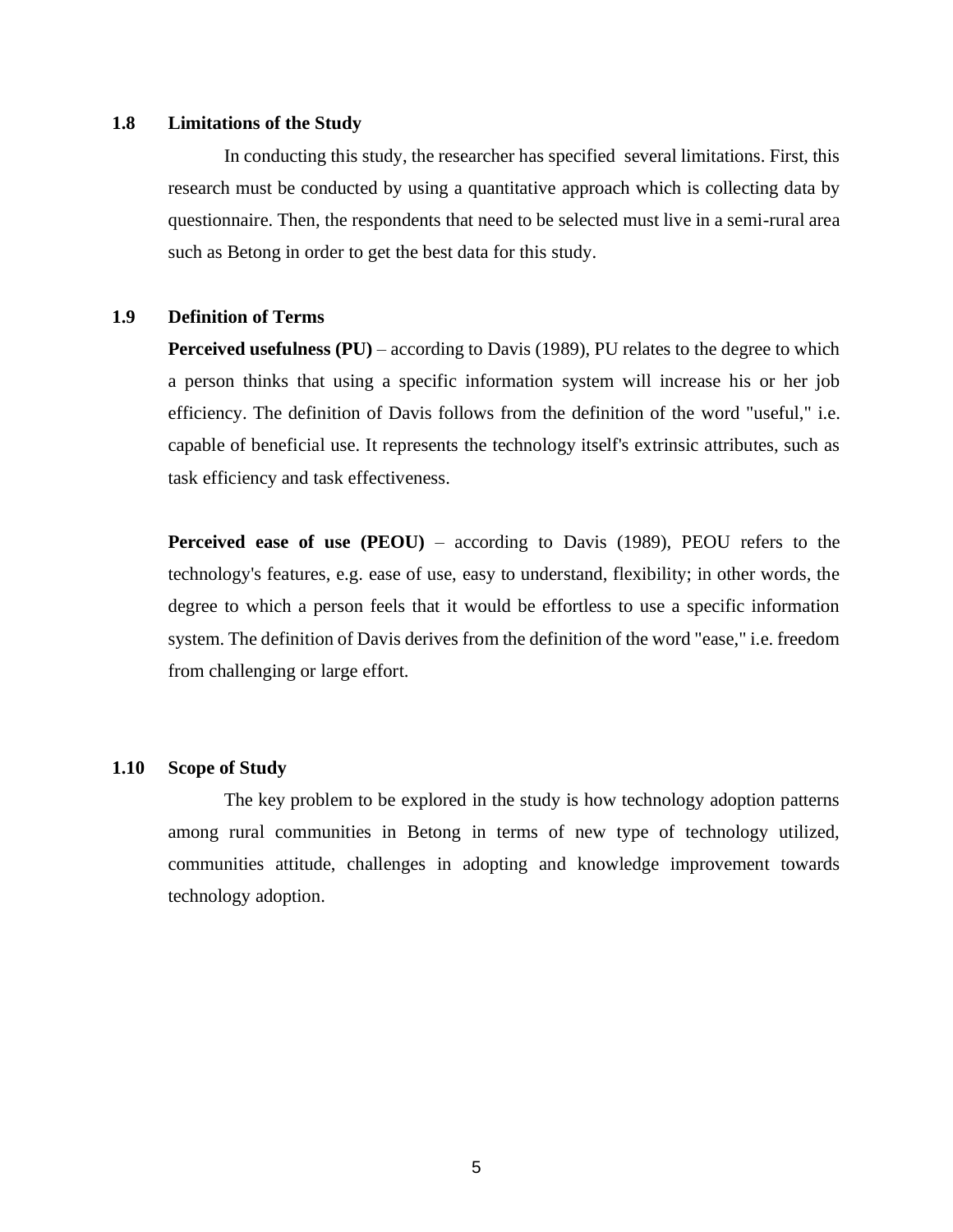## 1.8 Limitations of the Study

In conducting this study, the researcher has specified several limitations. First, this research must be conducted by using a quantitative approach which is collecting data by questionnaire. Then, the respondents that need to be selected must live in a semi-rural area such as Betong in order to get the best data for this study.

## 1.9 Definition of Terms

**Perceived usefulness (PU)** – according to Davis (1989), PU relates to the degree to which a person thinks that using a specific information system will increase his or her job efficiency. The definition of Davis follows from the definition of the word "useful," i.e. capable of beneficial use. It represents the technology itself's extrinsic attributes, such as task efficiency and task effectiveness.

**Perceived ease of use (PEOU)** – according to Davis (1989), PEOU refers to the technology's features, e.g. ease of use, easy to understand, flexibility; in other words, the degree to which a person feels that it would be effortless to use a specific information system. The definition of Davis derives from the definition of the word "ease," i.e. freedom from challenging or large effort.

## 1.10 Scope of Study

The key problem to be explored in the study is how technology adoption patterns among rural communities in Betong in terms of new type of technology utilized, communities attitude, challenges in adopting and knowledge improvement towards technology adoption.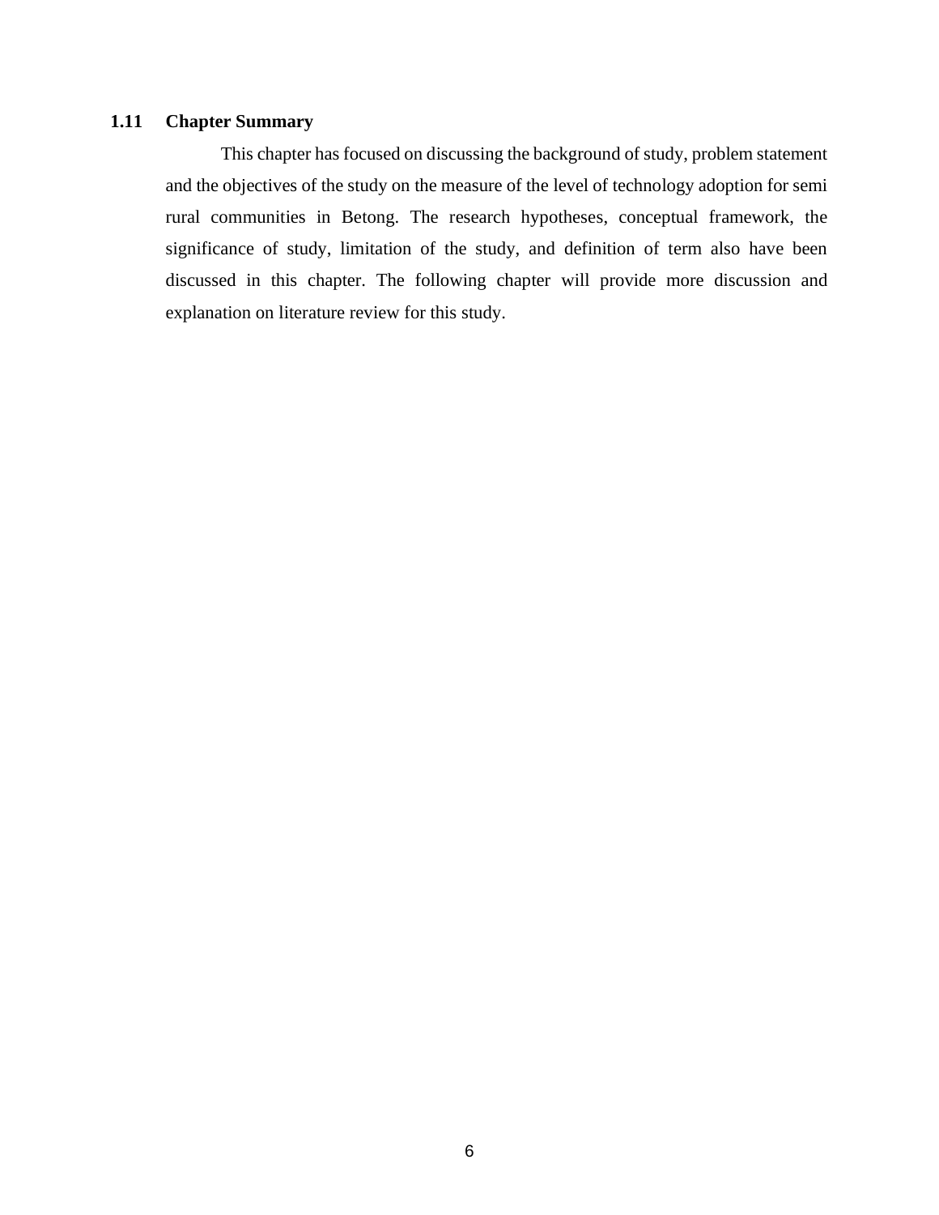## 1.11 Chapter Summary

This chapter has focused on discussing the background of study, problem statement and the objectives of the study on the measure of the level of technology adoption for semi rural communities in Betong. The research hypotheses, conceptual framework, the significance of study, limitation of the study, and definition of term also have been discussed in this chapter. The following chapter will provide more discussion and explanation on literature review for this study.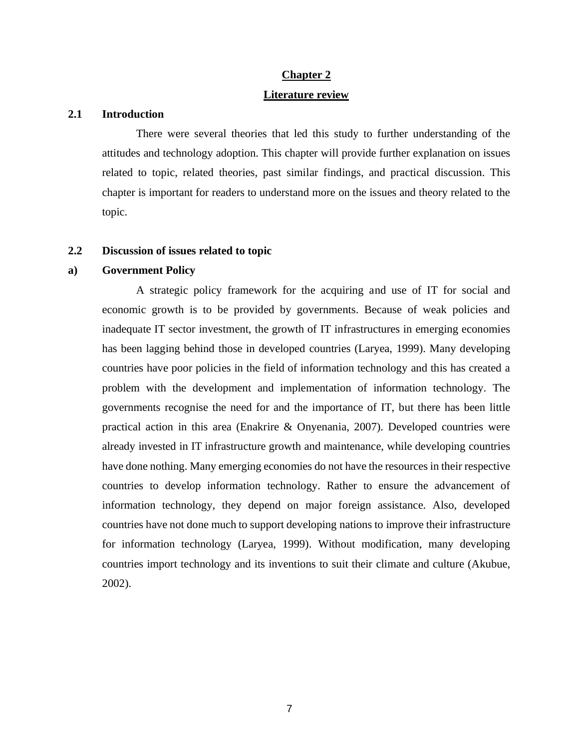# Chapter 2

# Literature review

## 2.1 Introduction

There were several theories that led this study to further understanding of the attitudes and technology adoption. This chapter will provide further explanation on issues related to topic, related theories, past similar findings, and practical discussion. This chapter is important for readers to understand more on the issues and theory related to the topic.

## 2.2 Discussion of issues related to topic

### a) Government Policy

A strategic policy framework for the acquiring and use of IT for social and economic growth is to be provided by governments. Because of weak policies and inadequate IT sector investment, the growth of IT infrastructures in emerging economies has been lagging behind those in developed countries (Laryea, 1999). Many developing countries have poor policies in the field of information technology and this has created a problem with the development and implementation of information technology. The governments recognise the need for and the importance of IT, but there has been little practical action in this area (Enakrire & Onyenania, 2007). Developed countries were already invested in IT infrastructure growth and maintenance, while developing countries have done nothing. Many emerging economies do not have the resources in their respective countries to develop information technology. Rather to ensure the advancement of information technology, they depend on major foreign assistance. Also, developed countries have not done much to support developing nations to improve their infrastructure for information technology (Laryea, 1999). Without modification, many developing countries import technology and its inventions to suit their climate and culture (Akubue, 2002).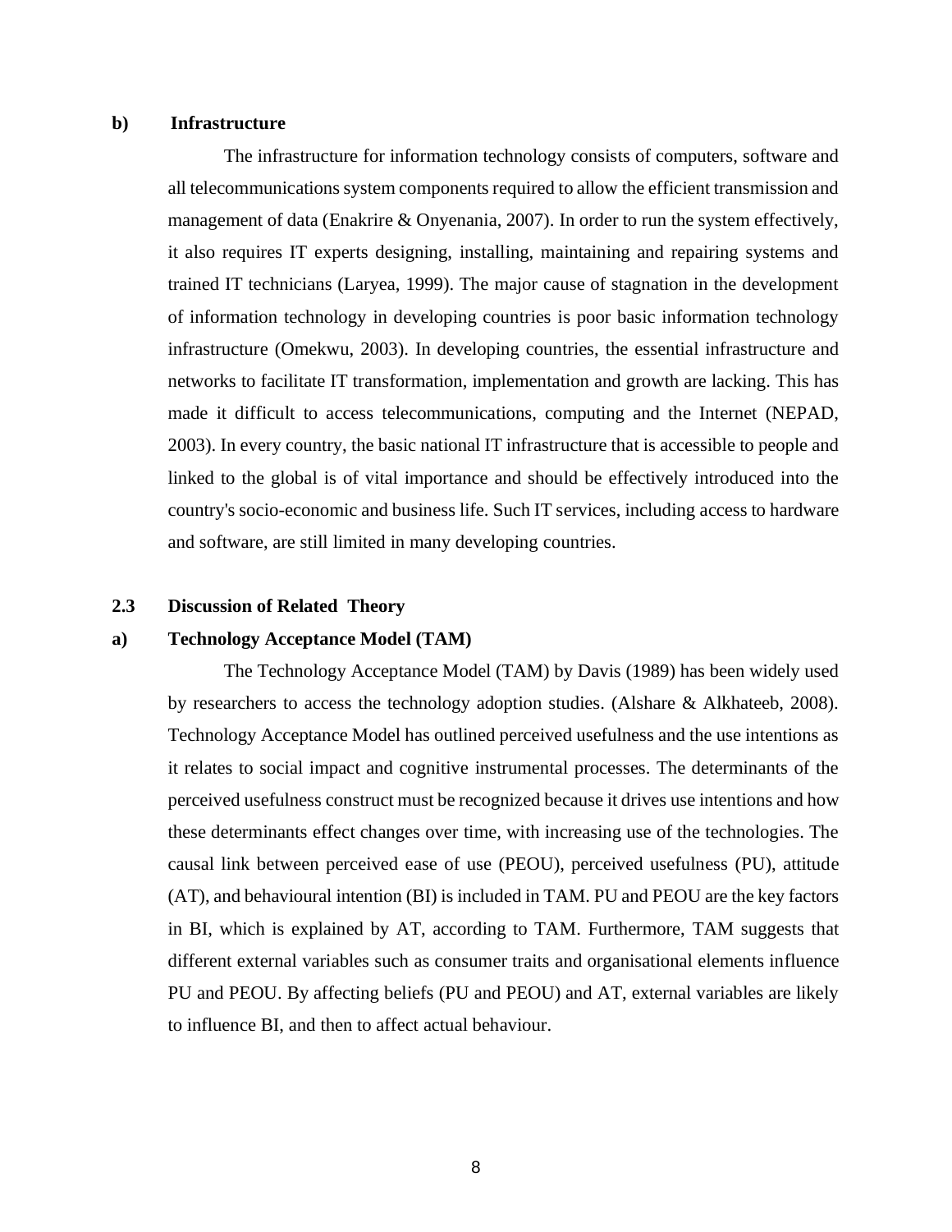#### b) Infrastructure

The infrastructure for information technology consists of computers, software and all telecommunications system components required to allow the efficient transmission and management of data (Enakrire & Onyenania, 2007). In order to run the system effectively, it also requires IT experts designing, installing, maintaining and repairing systems and trained IT technicians (Laryea, 1999). The major cause of stagnation in the development of information technology in developing countries is poor basic information technology infrastructure (Omekwu, 2003). In developing countries, the essential infrastructure and networks to facilitate IT transformation, implementation and growth are lacking. This has made it difficult to access telecommunications, computing and the Internet (NEPAD, 2003). In every country, the basic national IT infrastructure that is accessible to people and linked to the global is of vital importance and should be effectively introduced into the country's socio-economic and business life. Such IT services, including access to hardware and software, are still limited in many developing countries.

## 2.3 Discussion of Related Theory

### a) Technology Acceptance Model (TAM)

The Technology Acceptance Model (TAM) by Davis (1989) has been widely used by researchers to access the technology adoption studies. (Alshare & Alkhateeb, 2008). Technology Acceptance Model has outlined perceived usefulness and the use intentions as it relates to social impact and cognitive instrumental processes. The determinants of the perceived usefulness construct must be recognized because it drives use intentions and how these determinants effect changes over time, with increasing use of the technologies. The causal link between perceived ease of use (PEOU), perceived usefulness (PU), attitude (AT), and behavioural intention (BI) is included in TAM. PU and PEOU are the key factors in BI, which is explained by AT, according to TAM. Furthermore, TAM suggests that different external variables such as consumer traits and organisational elements influence PU and PEOU. By affecting beliefs (PU and PEOU) and AT, external variables are likely to influence BI, and then to affect actual behaviour.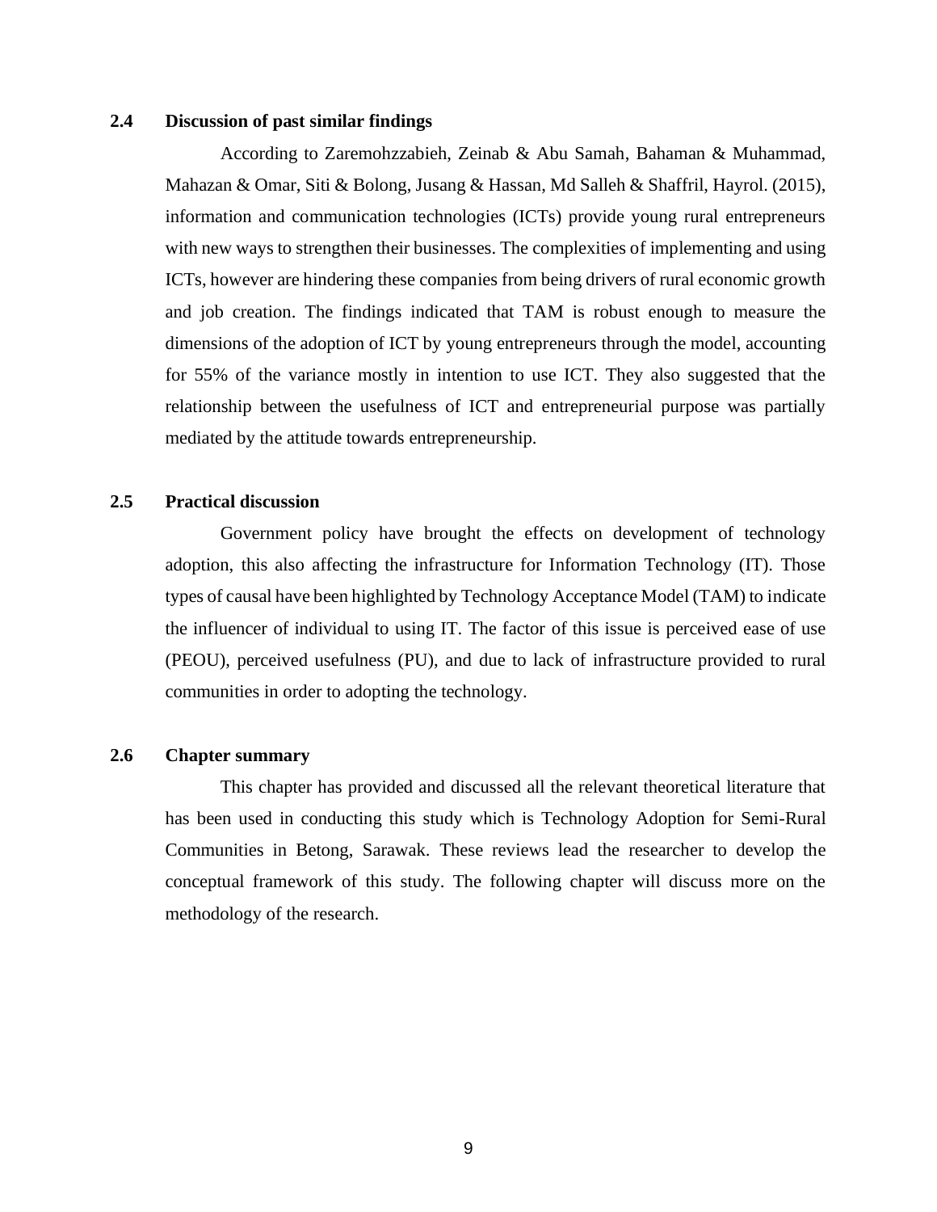## 2.4 Discussion of past similar findings

According to Zaremohzzabieh, Zeinab & Abu Samah, Bahaman & Muhammad, Mahazan & Omar, Siti & Bolong, Jusang & Hassan, Md Salleh & Shaffril, Hayrol. (2015), information and communication technologies (ICTs) provide young rural entrepreneurs with new ways to strengthen their businesses. The complexities of implementing and using ICTs, however are hindering these companies from being drivers of rural economic growth and job creation. The findings indicated that TAM is robust enough to measure the dimensions of the adoption of ICT by young entrepreneurs through the model, accounting for 55% of the variance mostly in intention to use ICT. They also suggested that the relationship between the usefulness of ICT and entrepreneurial purpose was partially mediated by the attitude towards entrepreneurship.

## 2.5 Practical discussion

Government policy have brought the effects on development of technology adoption, this also affecting the infrastructure for Information Technology (IT). Those types of causal have been highlighted by Technology Acceptance Model (TAM) to indicate the influencer of individual to using IT. The factor of this issue is perceived ease of use (PEOU), perceived usefulness (PU), and due to lack of infrastructure provided to rural communities in order to adopting the technology.

## 2.6 Chapter summary

This chapter has provided and discussed all the relevant theoretical literature that has been used in conducting this study which is Technology Adoption for Semi-Rural Communities in Betong, Sarawak. These reviews lead the researcher to develop the conceptual framework of this study. The following chapter will discuss more on the methodology of the research.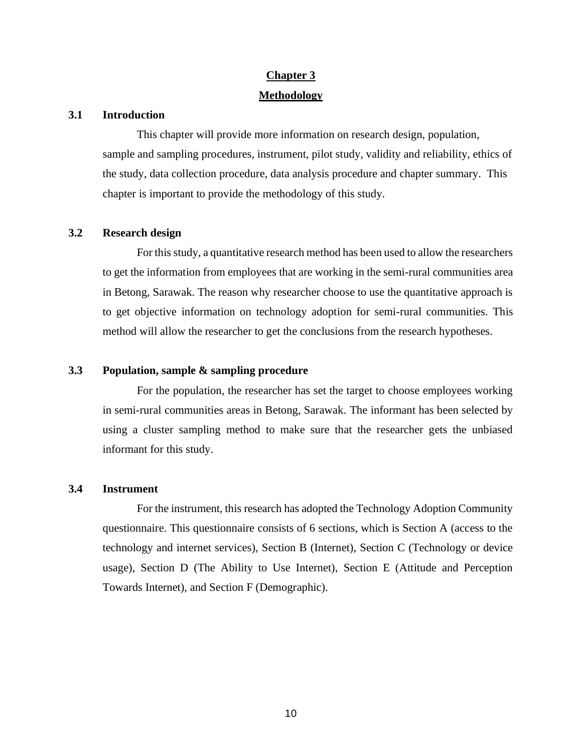# Chapter 3

# Methodology

## 3.1 Introduction

This chapter will provide more information on research design, population, sample and sampling procedures, instrument, pilot study, validity and reliability, ethics of the study, data collection procedure, data analysis procedure and chapter summary. This chapter is important to provide the methodology of this study.

## 3.2 Research design

For this study, a quantitative research method has been used to allow the researchers to get the information from employees that are working in the semi-rural communities area in Betong, Sarawak. The reason why researcher choose to use the quantitative approach is to get objective information on technology adoption for semi-rural communities. This method will allow the researcher to get the conclusions from the research hypotheses.

## 3.3 Population, sample & sampling procedure

For the population, the researcher has set the target to choose employees working in semi-rural communities areas in Betong, Sarawak. The informant has been selected by using a cluster sampling method to make sure that the researcher gets the unbiased informant for this study.

## 3.4 Instrument

For the instrument, this research has adopted the Technology Adoption Community questionnaire. This questionnaire consists of 6 sections, which is Section A (access to the technology and internet services), Section B (Internet), Section C (Technology or device usage), Section D (The Ability to Use Internet), Section E (Attitude and Perception Towards Internet), and Section F (Demographic).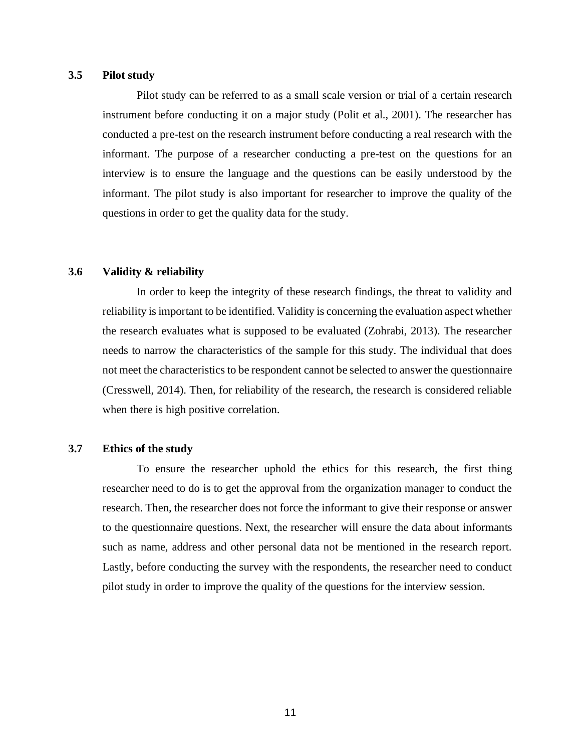### 3.5 Pilot study

Pilot study can be referred to as a small scale version or trial of a certain research instrument before conducting it on a major study (Polit et al., 2001). The researcher has conducted a pre-test on the research instrument before conducting a real research with the informant. The purpose of a researcher conducting a pre-test on the questions for an interview is to ensure the language and the questions can be easily understood by the informant. The pilot study is also important for researcher to improve the quality of the questions in order to get the quality data for the study.

### 3.6 Validity & reliability

In order to keep the integrity of these research findings, the threat to validity and reliability is important to be identified. Validity is concerning the evaluation aspect whether the research evaluates what is supposed to be evaluated (Zohrabi, 2013). The researcher needs to narrow the characteristics of the sample for this study. The individual that does not meet the characteristics to be respondent cannot be selected to answer the questionnaire (Cresswell, 2014). Then, for reliability of the research, the research is considered reliable when there is high positive correlation.

### 3.7 Ethics of the study

To ensure the researcher uphold the ethics for this research, the first thing researcher need to do is to get the approval from the organization manager to conduct the research. Then, the researcher does not force the informant to give their response or answer to the questionnaire questions. Next, the researcher will ensure the data about informants such as name, address and other personal data not be mentioned in the research report. Lastly, before conducting the survey with the respondents, the researcher need to conduct pilot study in order to improve the quality of the questions for the interview session.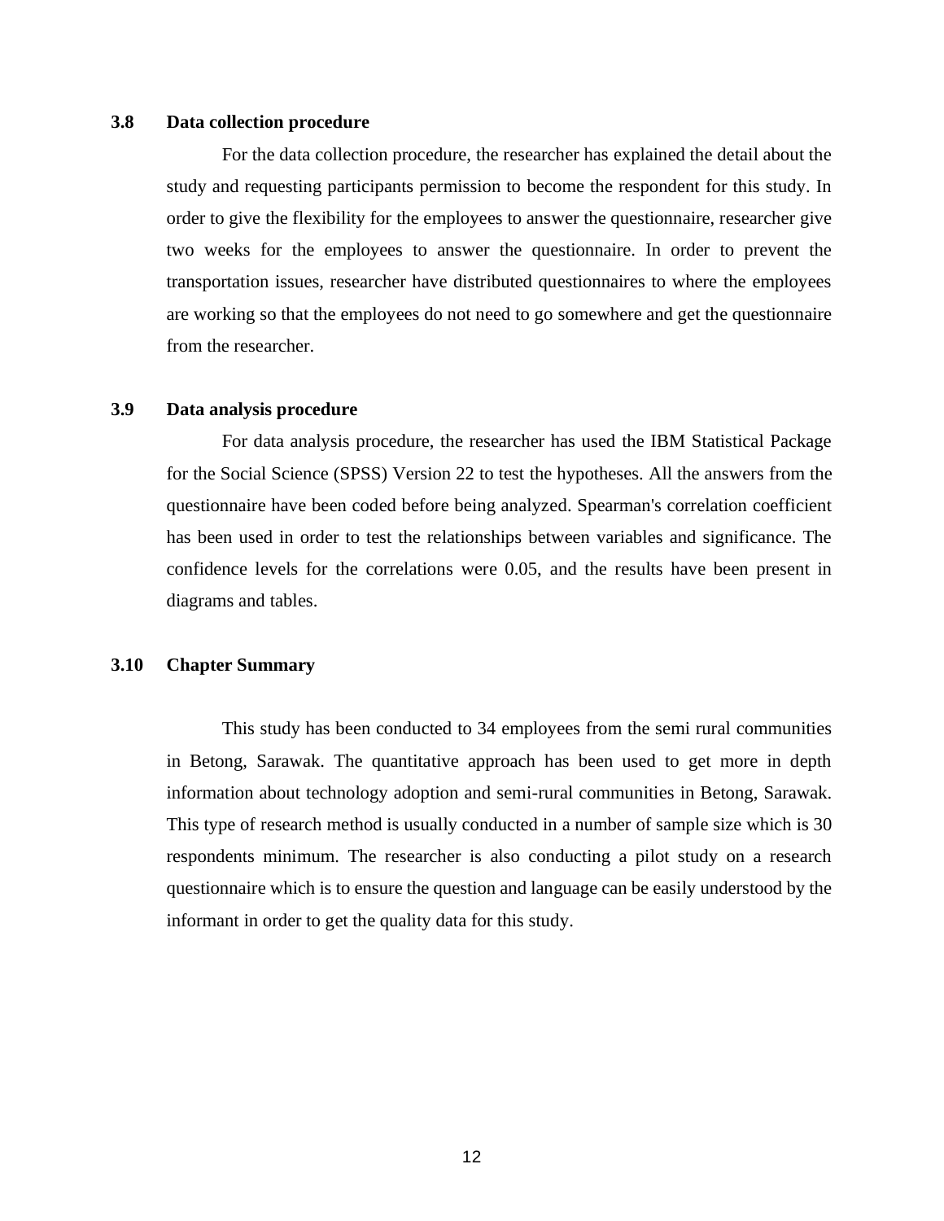### 3.8 Data collection procedure

For the data collection procedure, the researcher has explained the detail about the study and requesting participants permission to become the respondent for this study. In order to give the flexibility for the employees to answer the questionnaire, researcher give two weeks for the employees to answer the questionnaire. In order to prevent the transportation issues, researcher have distributed questionnaires to where the employees are working so that the employees do not need to go somewhere and get the questionnaire from the researcher.

### 3.9 Data analysis procedure

For data analysis procedure, the researcher has used the IBM Statistical Package for the Social Science (SPSS) Version 22 to test the hypotheses. All the answers from the questionnaire have been coded before being analyzed. Spearman's correlation coefficient has been used in order to test the relationships between variables and significance. The confidence levels for the correlations were 0.05, and the results have been present in diagrams and tables.

### 3.10 Chapter Summary

This study has been conducted to 34 employees from the semi rural communities in Betong, Sarawak. The quantitative approach has been used to get more in depth information about technology adoption and semi-rural communities in Betong, Sarawak. This type of research method is usually conducted in a number of sample size which is 30 respondents minimum. The researcher is also conducting a pilot study on a research questionnaire which is to ensure the question and language can be easily understood by the informant in order to get the quality data for this study.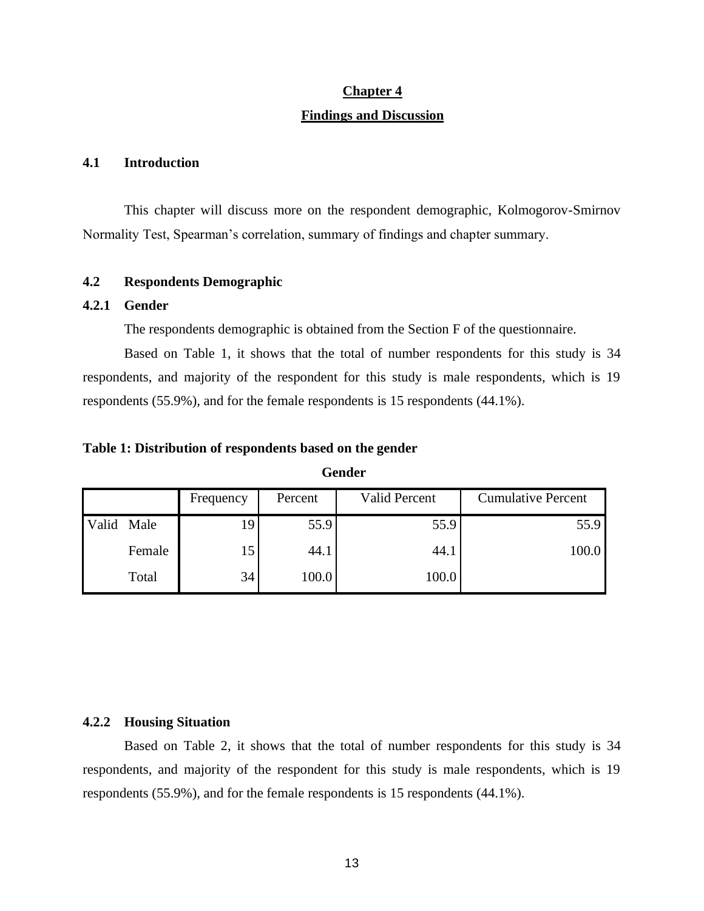## Chapter 4

## Findings and Discussion

### 4.1 Introduction

This chapter will discuss more on the respondent demographic, Kolmogorov-Smirnov Normality Test, Spearman's correlation, summary of findings and chapter summary.

### 4.2 Respondents Demographic

#### 4.2.1 Gender

The respondents demographic is obtained from the Section F of the questionnaire.

Based on Table 1, it shows that the total of number respondents for this study is 34 respondents, and majority of the respondent for this study is male respondents, which is 19 respondents (55.9%), and for the female respondents is 15 respondents (44.1%).

**Table 1: Distribution of respondents based on the gender**

**Gender**

| | | Frequency | Percent | Valid Percent | Cumulative Percent |
|---|---|---|---|---|---|
| Valid | Male | 19 | 55.9 | 55.9 | 55.9 |
| | Female | 15 | 44.1 | 44.1 | 100.0 |
| | Total | 34 | 100.0 | 100.0 | |

#### 4.2.2 Housing Situation

Based on Table 2, it shows that the total of number respondents for this study is 34 respondents, and majority of the respondent for this study is male respondents, which is 19 respondents (55.9%), and for the female respondents is 15 respondents (44.1%).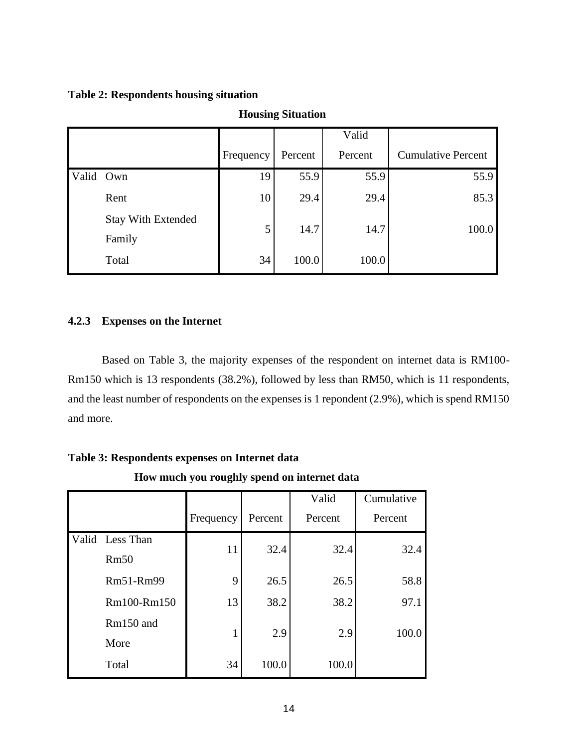**Table 2: Respondents housing situation**

**Housing Situation**

| | | Frequency | Percent | Valid Percent | Cumulative Percent |
|---|---|---|---|---|---|
| Valid | Own | 19 | 55.9 | 55.9 | 55.9 |
| | Rent | 10 | 29.4 | 29.4 | 85.3 |
| | Stay With Extended Family | 5 | 14.7 | 14.7 | 100.0 |
| | Total | 34 | 100.0 | 100.0 | |

#### 4.2.3 Expenses on the Internet

Based on Table 3, the majority expenses of the respondent on internet data is RM100-Rm150 which is 13 respondents (38.2%), followed by less than RM50, which is 11 respondents, and the least number of respondents on the expenses is 1 repondent (2.9%), which is spend RM150 and more.

**Table 3: Respondents expenses on Internet data**

**How much you roughly spend on internet data**

| | | Frequency | Percent | Valid Percent | Cumulative Percent |
|---|---|---|---|---|---|
| Valid | Less Than Rm50 | 11 | 32.4 | 32.4 | 32.4 |
| | Rm51-Rm99 | 9 | 26.5 | 26.5 | 58.8 |
| | Rm100-Rm150 | 13 | 38.2 | 38.2 | 97.1 |
| | Rm150 and More | 1 | 2.9 | 2.9 | 100.0 |
| | Total | 34 | 100.0 | 100.0 | |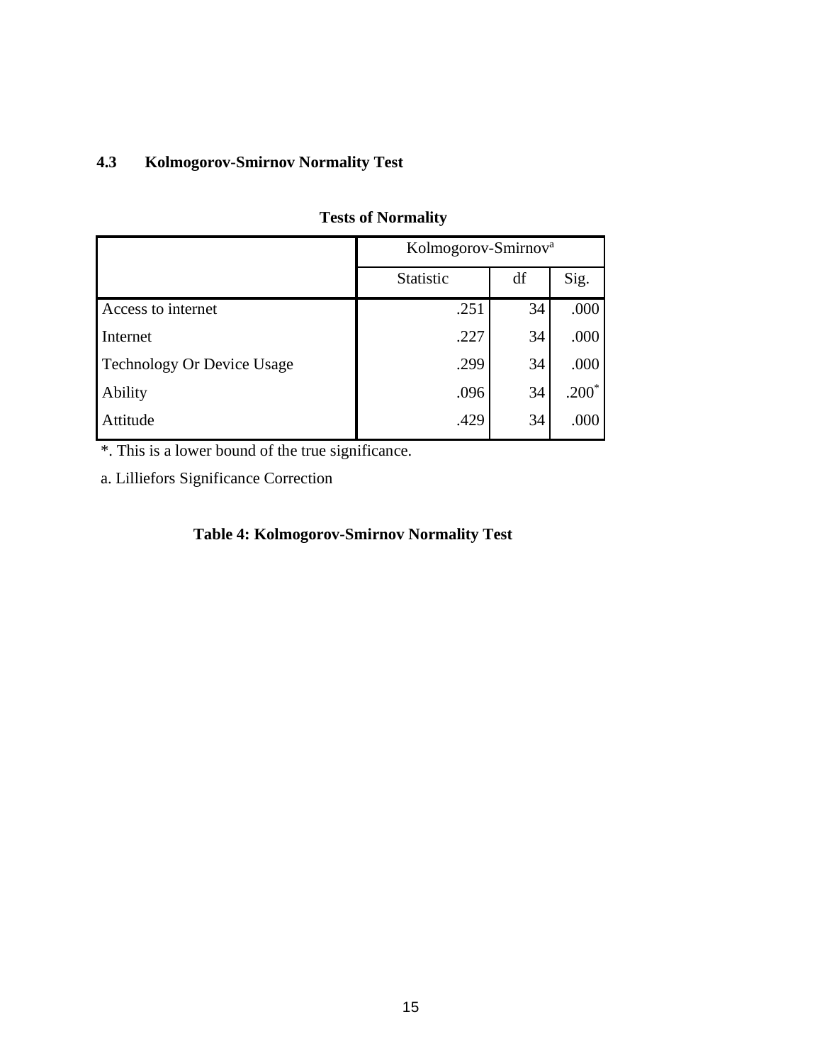### 4.3 Kolmogorov-Smirnov Normality Test

**Tests of Normality**

| | Kolmogorov-Smirnov[a] | | |
|---|---|---|---|
| | Statistic | df | Sig. |
| Access to internet | .251 | 34 | .000 |
| Internet | .227 | 34 | .000 |
| Technology Or Device Usage | .299 | 34 | .000 |
| Ability | .096 | 34 | .200* |
| Attitude | .429 | 34 | .000 |

*. This is a lower bound of the true significance.

a. Lilliefors Significance Correction

**Table 4: Kolmogorov-Smirnov Normality Test**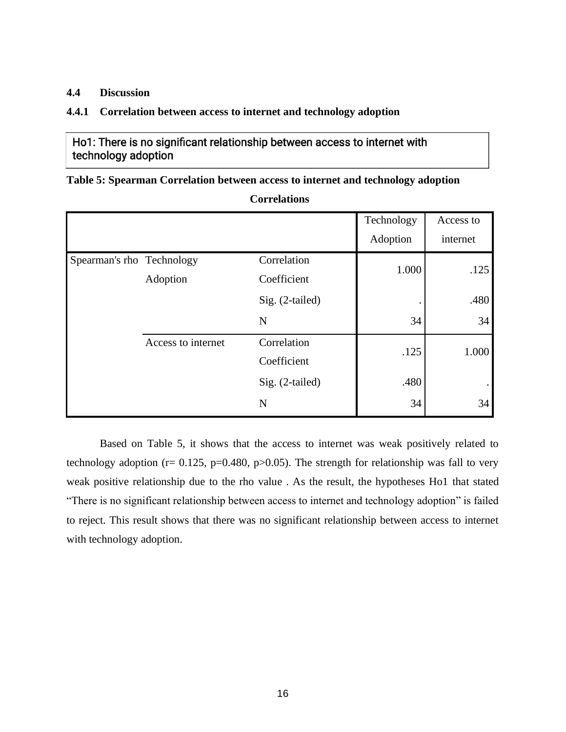### 4.4 Discussion

#### 4.4.1 Correlation between access to internet and technology adoption

Ho1: There is no significant relationship between access to internet with technology adoption

**Table 5: Spearman Correlation between access to internet and technology adoption**

**Correlations**

| | | | Technology Adoption | Access to internet |
|---|---|---|---|---|
| Spearman's rho | Technology Adoption | Correlation Coefficient | 1.000 | .125 |
| | | Sig. (2-tailed) | . | .480 |
| | | N | 34 | 34 |
| | Access to internet | Correlation Coefficient | .125 | 1.000 |
| | | Sig. (2-tailed) | .480 | . |
| | | N | 34 | 34 |

Based on Table 5, it shows that the access to internet was weak positively related to technology adoption ($r= 0.125$, $p=0.480$, $p>0.05$). The strength for relationship was fall to very weak positive relationship due to the rho value . As the result, the hypotheses Ho1 that stated "There is no significant relationship between access to internet and technology adoption" is failed to reject. This result shows that there was no significant relationship between access to internet with technology adoption.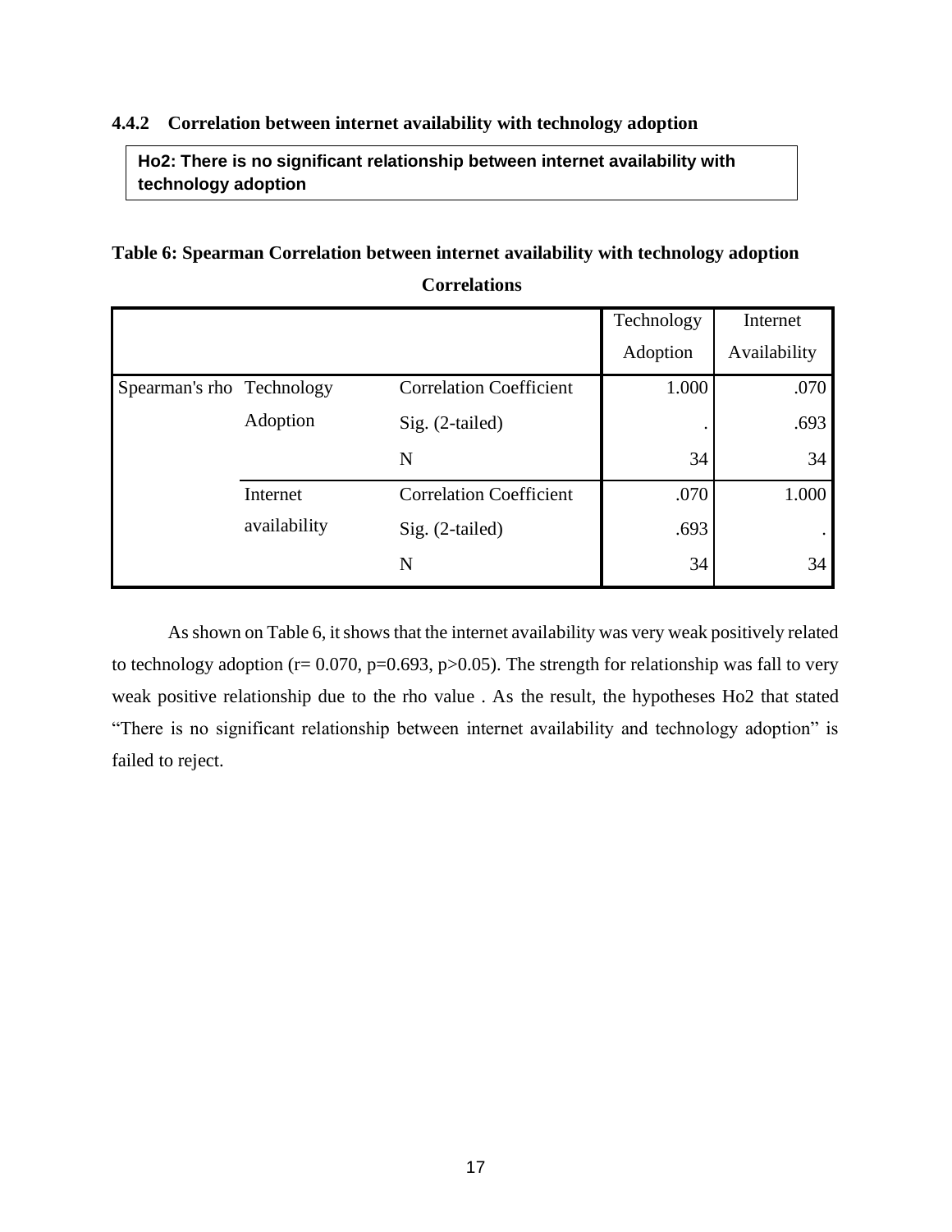### 4.4.2 Correlation between internet availability with technology adoption

**Ho2: There is no significant relationship between internet availability with technology adoption**

**Table 6: Spearman Correlation between internet availability with technology adoption**

**Correlations**

| | | | Technology Adoption | Internet Availability |
|---|---|---|---|---|
| Spearman's rho | Technology Adoption | Correlation Coefficient | 1.000 | .070 |
| | | Sig. (2-tailed) | . | .693 |
| | | N | 34 | 34 |
| | Internet availability | Correlation Coefficient | .070 | 1.000 |
| | | Sig. (2-tailed) | .693 | . |
| | | N | 34 | 34 |

As shown on Table 6, it shows that the internet availability was very weak positively related to technology adoption ($r= 0.070$, $p=0.693$, $p>0.05$). The strength for relationship was fall to very weak positive relationship due to the rho value . As the result, the hypotheses Ho2 that stated "There is no significant relationship between internet availability and technology adoption" is failed to reject.